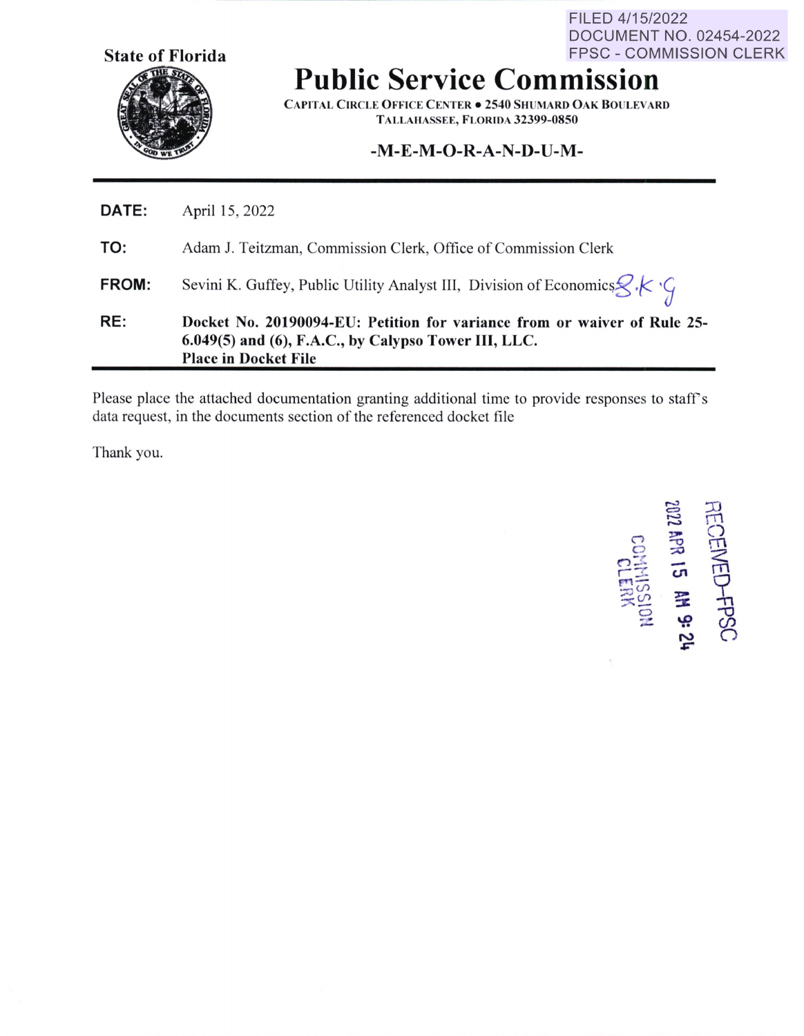FILED 4/15/2022
DOCUMENT NO. 02454-2022
FPSC - COMMISSION CLERK

State of Florida

# Public Service Commission

CAPITAL CIRCLE OFFICE CENTER • 2540 SHUMARD OAK BOULEVARD
TALLAHASSEE, FLORIDA 32399-0850

## -M-E-M-O-R-A-N-D-U-M-

**DATE:** April 15, 2022

**TO:** Adam J. Teitzman, Commission Clerk, Office of Commission Clerk

**FROM:** Sevini K. Guffey, Public Utility Analyst III, Division of Economics S.K.G

**RE:** **Docket No. 20190094-EU: Petition for variance from or waiver of Rule 25-6.049(5) and (6), F.A.C., by Calypso Tower III, LLC. Place in Docket File**

Please place the attached documentation granting additional time to provide responses to staff's data request, in the documents section of the referenced docket file

Thank you.

RECEIVED-FPSC
2022 APR 15 AM 9: 24
COMMISSION CLERK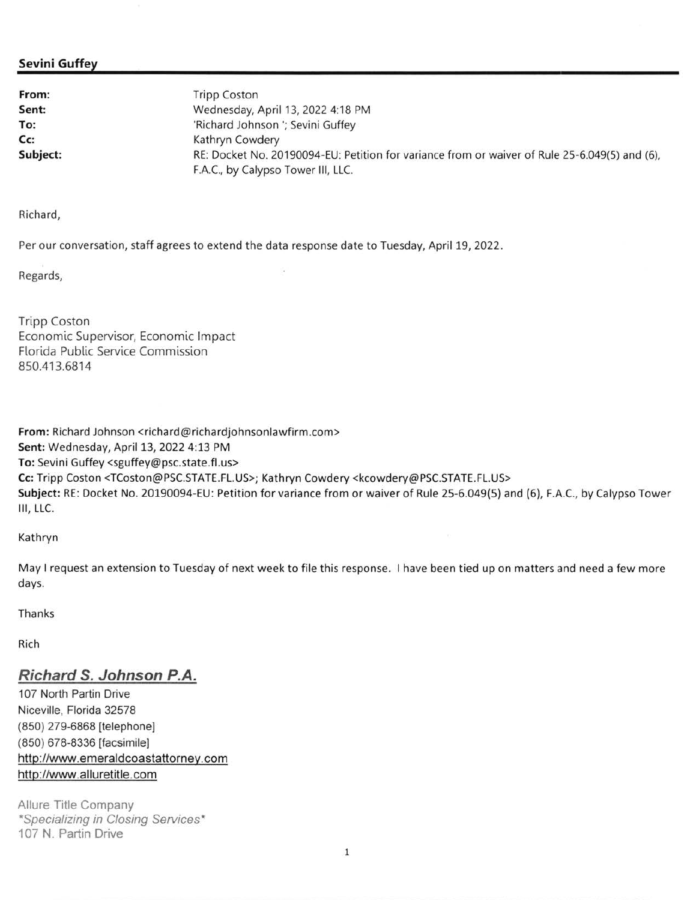**Sevini Guffey**

**From:** Tripp Coston
**Sent:** Wednesday, April 13, 2022 4:18 PM
**To:** 'Richard Johnson '; Sevini Guffey
**Cc:** Kathryn Cowdery
**Subject:** RE: Docket No. 20190094-EU: Petition for variance from or waiver of Rule 25-6.049(5) and (6), F.A.C., by Calypso Tower III, LLC.

Richard,

Per our conversation, staff agrees to extend the data response date to Tuesday, April 19, 2022.

Regards,

Tripp Coston
Economic Supervisor, Economic Impact
Florida Public Service Commission
850.413.6814

**From:** Richard Johnson <richard@richardjohnsonlawfirm.com>
**Sent:** Wednesday, April 13, 2022 4:13 PM
**To:** Sevini Guffey <sguffey@psc.state.fl.us>
**Cc:** Tripp Coston <TCoston@PSC.STATE.FL.US>; Kathryn Cowdery <kcowdery@PSC.STATE.FL.US>
**Subject:** RE: Docket No. 20190094-EU: Petition for variance from or waiver of Rule 25-6.049(5) and (6), F.A.C., by Calypso Tower III, LLC.

Kathryn

May I request an extension to Tuesday of next week to file this response. I have been tied up on matters and need a few more days.

Thanks

Rich

***Richard S. Johnson P.A.***
107 North Partin Drive
Niceville, Florida 32578
(850) 279-6868 [telephone]
(850) 678-8336 [facsimile]
http://www.emeraldcoastattorney.com
http://www.alluretitle.com

Allure Title Company
*Specializing in Closing Services*
107 N. Partin Drive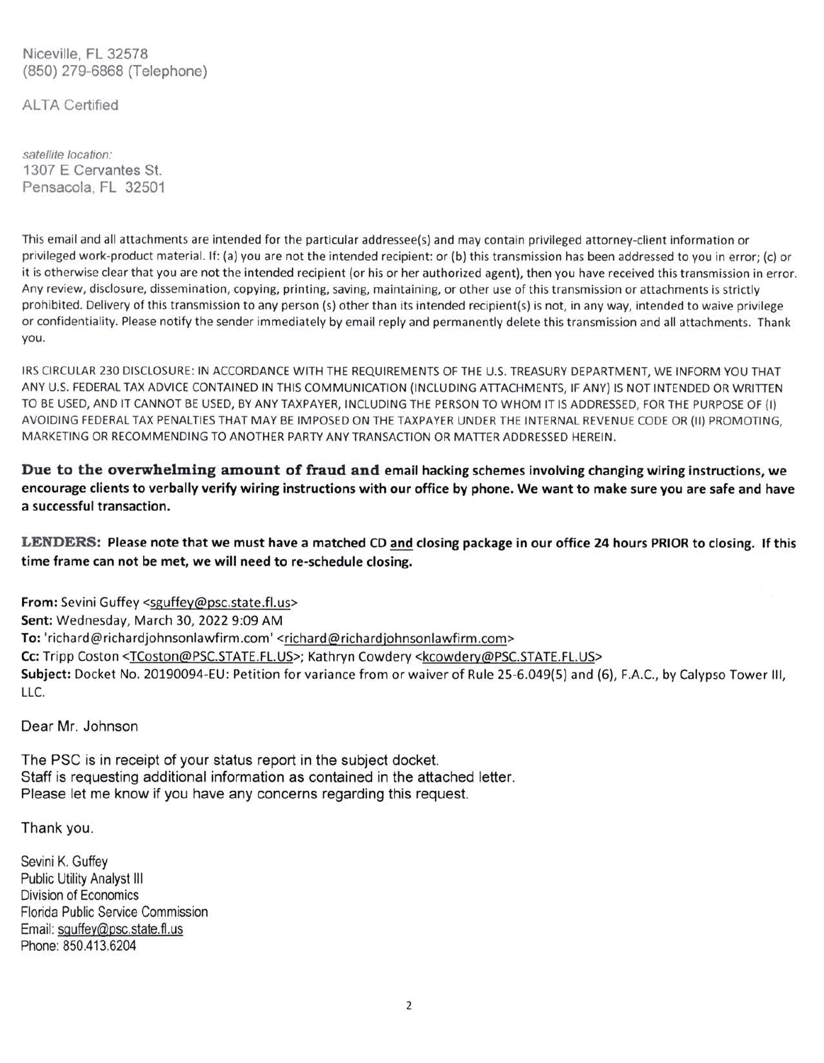Niceville, FL 32578
(850) 279-6868 (Telephone)

ALTA Certified

*satellite location:*
1307 E Cervantes St.
Pensacola, FL 32501

This email and all attachments are intended for the particular addressee(s) and may contain privileged attorney-client information or privileged work-product material. If: (a) you are not the intended recipient: or (b) this transmission has been addressed to you in error; (c) or it is otherwise clear that you are not the intended recipient (or his or her authorized agent), then you have received this transmission in error. Any review, disclosure, dissemination, copying, printing, saving, maintaining, or other use of this transmission or attachments is strictly prohibited. Delivery of this transmission to any person (s) other than its intended recipient(s) is not, in any way, intended to waive privilege or confidentiality. Please notify the sender immediately by email reply and permanently delete this transmission and all attachments. Thank you.

IRS CIRCULAR 230 DISCLOSURE: IN ACCORDANCE WITH THE REQUIREMENTS OF THE U.S. TREASURY DEPARTMENT, WE INFORM YOU THAT ANY U.S. FEDERAL TAX ADVICE CONTAINED IN THIS COMMUNICATION (INCLUDING ATTACHMENTS, IF ANY) IS NOT INTENDED OR WRITTEN TO BE USED, AND IT CANNOT BE USED, BY ANY TAXPAYER, INCLUDING THE PERSON TO WHOM IT IS ADDRESSED, FOR THE PURPOSE OF (I) AVOIDING FEDERAL TAX PENALTIES THAT MAY BE IMPOSED ON THE TAXPAYER UNDER THE INTERNAL REVENUE CODE OR (II) PROMOTING, MARKETING OR RECOMMENDING TO ANOTHER PARTY ANY TRANSACTION OR MATTER ADDRESSED HEREIN.

**Due to the overwhelming amount of fraud and email hacking schemes involving changing wiring instructions, we encourage clients to verbally verify wiring instructions with our office by phone. We want to make sure you are safe and have a successful transaction.**

**LENDERS: Please note that we must have a matched CD and closing package in our office 24 hours PRIOR to closing. If this time frame can not be met, we will need to re-schedule closing.**

**From:** Sevini Guffey <sguffey@psc.state.fl.us>
**Sent:** Wednesday, March 30, 2022 9:09 AM
**To:** 'richard@richardjohnsonlawfirm.com' <richard@richardjohnsonlawfirm.com>
**Cc:** Tripp Coston <TCoston@PSC.STATE.FL.US>; Kathryn Cowdery <kcowdery@PSC.STATE.FL.US>
**Subject:** Docket No. 20190094-EU: Petition for variance from or waiver of Rule 25-6.049(5) and (6), F.A.C., by Calypso Tower III, LLC.

Dear Mr. Johnson

The PSC is in receipt of your status report in the subject docket.
Staff is requesting additional information as contained in the attached letter.
Please let me know if you have any concerns regarding this request.

Thank you.

Sevini K. Guffey
Public Utility Analyst III
Division of Economics
Florida Public Service Commission
Email: sguffey@psc.state.fl.us
Phone: 850.413.6204